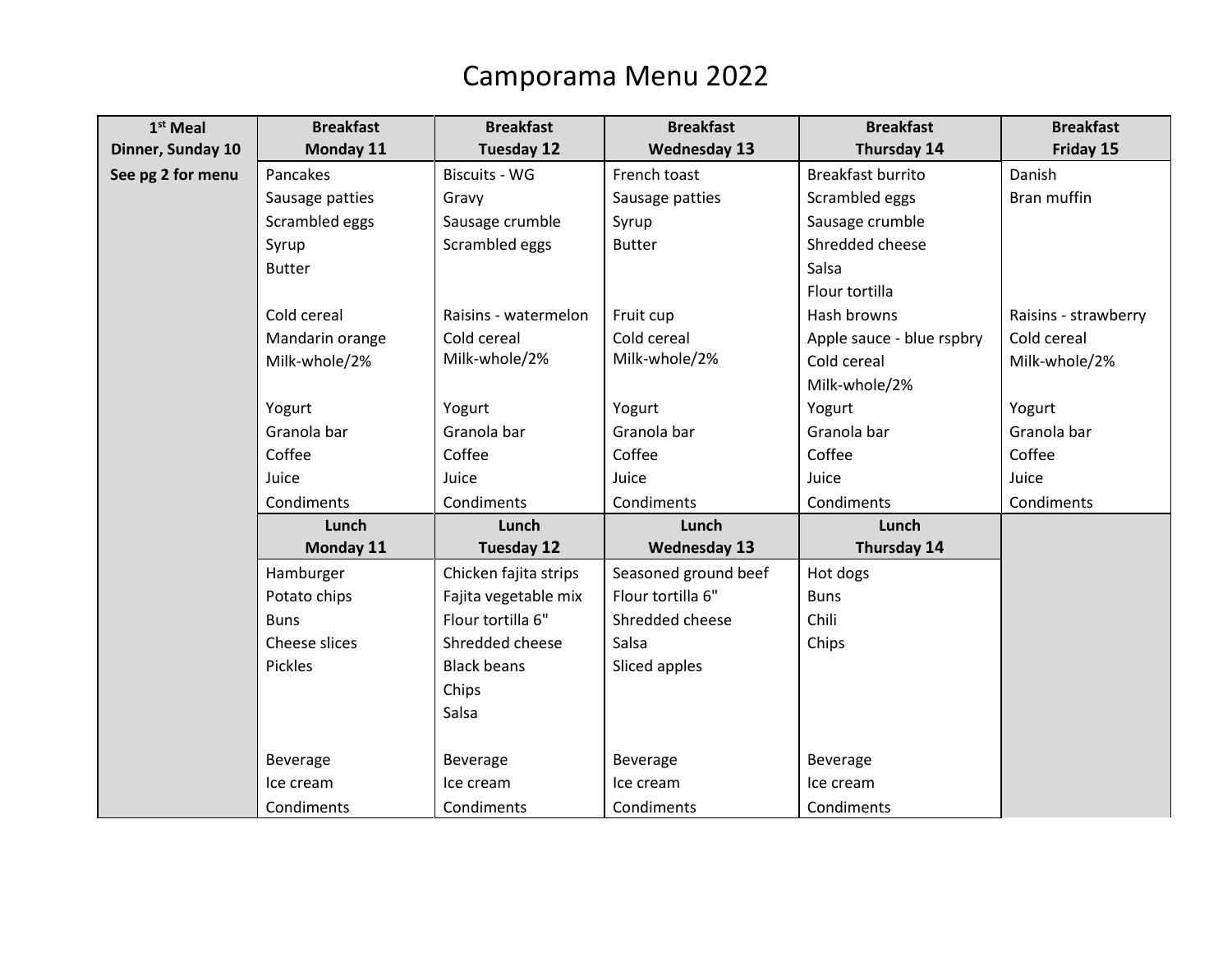# Camporama Menu 2022

| 1st Meal Dinner, Sunday 10 | Breakfast Monday 11 | Breakfast Tuesday 12 | Breakfast Wednesday 13 | Breakfast Thursday 14 | Breakfast Friday 15 |
|---|---|---|---|---|---|
| **See pg 2 for menu** | Pancakes<br>Sausage patties<br>Scrambled eggs<br>Syrup<br>Butter | Biscuits - WG<br>Gravy<br>Sausage crumble<br>Scrambled eggs | French toast<br>Sausage patties<br>Syrup<br>Butter | Breakfast burrito<br>Scrambled eggs<br>Sausage crumble<br>Shredded cheese<br>Salsa<br>Flour tortilla | Danish<br>Bran muffin |
| | Cold cereal<br>Mandarin orange<br>Milk-whole/2% | Raisins - watermelon<br>Cold cereal<br>Milk-whole/2% | Fruit cup<br>Cold cereal<br>Milk-whole/2% | Hash browns<br>Apple sauce - blue rspbry<br>Cold cereal<br>Milk-whole/2% | Raisins - strawberry<br>Cold cereal<br>Milk-whole/2% |
| | Yogurt<br>Granola bar<br>Coffee<br>Juice<br>Condiments | Yogurt<br>Granola bar<br>Coffee<br>Juice<br>Condiments | Yogurt<br>Granola bar<br>Coffee<br>Juice<br>Condiments | Yogurt<br>Granola bar<br>Coffee<br>Juice<br>Condiments | Yogurt<br>Granola bar<br>Coffee<br>Juice<br>Condiments |
| | **Lunch Monday 11** | **Lunch Tuesday 12** | **Lunch Wednesday 13** | **Lunch Thursday 14** | |
| | Hamburger<br>Potato chips<br>Buns<br>Cheese slices<br>Pickles | Chicken fajita strips<br>Fajita vegetable mix<br>Flour tortilla 6"<br>Shredded cheese<br>Black beans<br>Chips<br>Salsa | Seasoned ground beef<br>Flour tortilla 6"<br>Shredded cheese<br>Salsa<br>Sliced apples | Hot dogs<br>Buns<br>Chili<br>Chips | |
| | Beverage<br>Ice cream<br>Condiments | Beverage<br>Ice cream<br>Condiments | Beverage<br>Ice cream<br>Condiments | Beverage<br>Ice cream<br>Condiments | |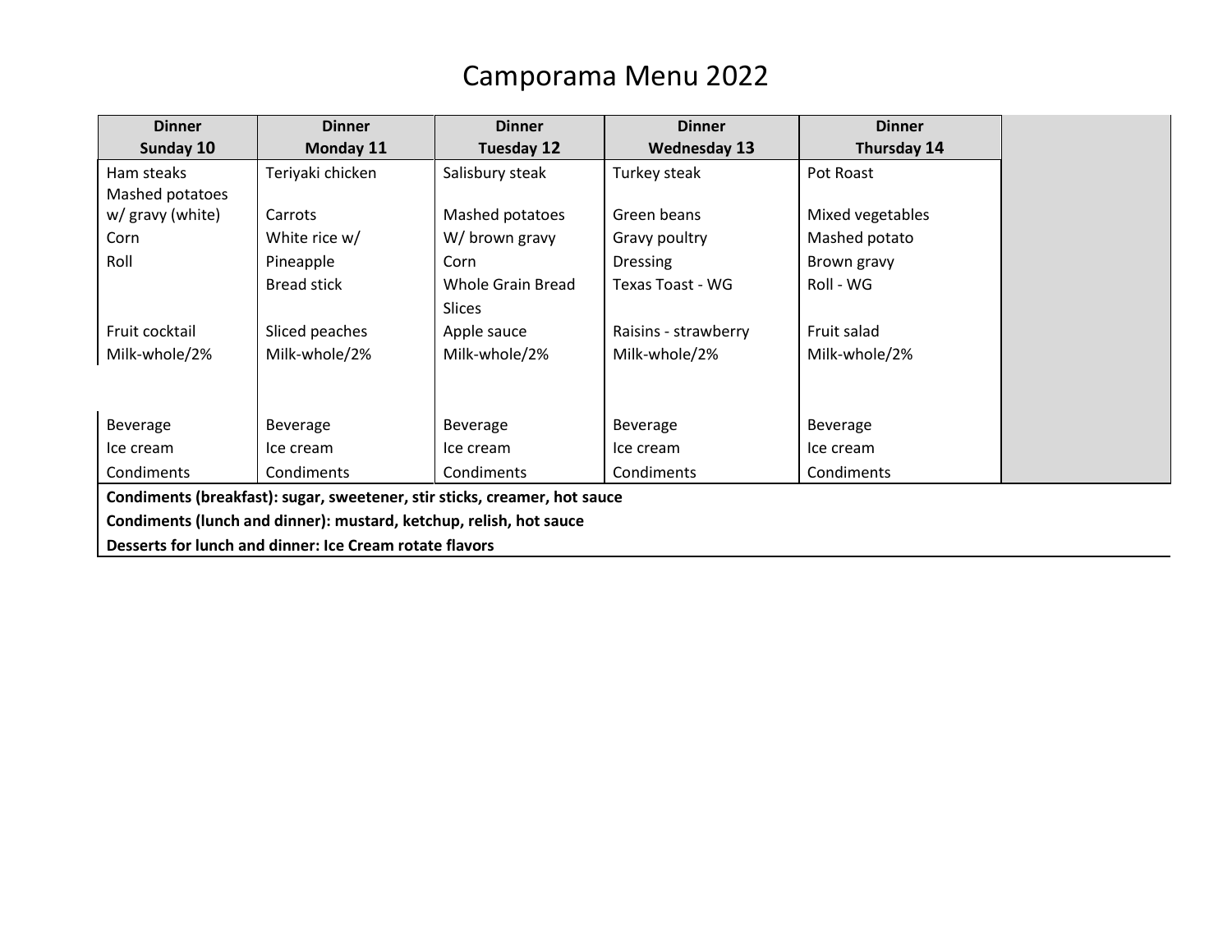# Camporama Menu 2022

| Dinner<br>Sunday 10 | Dinner<br>Monday 11 | Dinner<br>Tuesday 12 | Dinner<br>Wednesday 13 | Dinner<br>Thursday 14 | |
|---|---|---|---|---|---|
| Ham steaks<br>Mashed potatoes w/ gravy (white)<br>Corn<br>Roll | Teriyaki chicken<br><br>Carrots<br>White rice w/<br>Pineapple<br>Bread stick | Salisbury steak<br><br>Mashed potatoes<br>W/ brown gravy<br>Corn<br>Whole Grain Bread Slices | Turkey steak<br><br>Green beans<br>Gravy poultry<br>Dressing<br>Texas Toast - WG | Pot Roast<br><br>Mixed vegetables<br>Mashed potato<br>Brown gravy<br>Roll - WG | |
| Fruit cocktail<br>Milk-whole/2% | Sliced peaches<br>Milk-whole/2% | Apple sauce<br>Milk-whole/2% | Raisins - strawberry<br>Milk-whole/2% | Fruit salad<br>Milk-whole/2% | |
| Beverage<br>Ice cream<br>Condiments | Beverage<br>Ice cream<br>Condiments | Beverage<br>Ice cream<br>Condiments | Beverage<br>Ice cream<br>Condiments | Beverage<br>Ice cream<br>Condiments | |

**Condiments (breakfast): sugar, sweetener, stir sticks, creamer, hot sauce**

**Condiments (lunch and dinner): mustard, ketchup, relish, hot sauce**

**Desserts for lunch and dinner: Ice Cream rotate flavors**